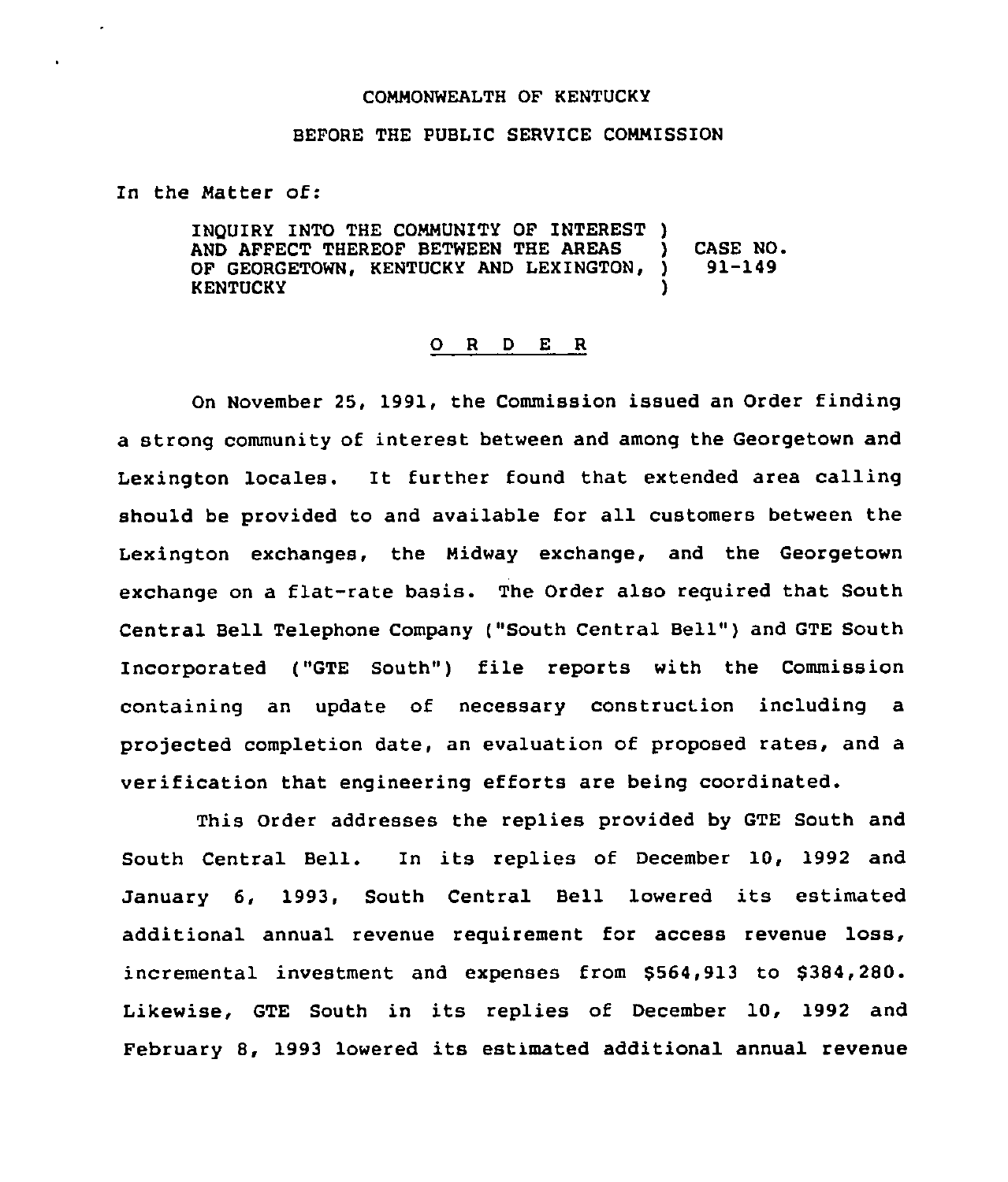COMMONWEALTH OF KENTUCKY

BEFORE THE PUBLIC SERVICE COMMISSION

In the Matter of:

| | | |
|---|---|---|
| INQUIRY INTO THE COMMUNITY OF INTEREST AND AFFECT THEREOF BETWEEN THE AREAS OF GEORGETOWN, KENTUCKY AND LEXINGTON, KENTUCKY | ) ) ) ) | CASE NO. 91-149 |

## O R D E R

On November 25, 1991, the Commission issued an Order finding a strong community of interest between and among the Georgetown and Lexington locales. It further found that extended area calling should be provided to and available for all customers between the Lexington exchanges, the Midway exchange, and the Georgetown exchange on a flat-rate basis. The Order also required that South Central Bell Telephone Company ("South Central Bell") and GTE South Incorporated ("GTE South") file reports with the Commission containing an update of necessary construction including a projected completion date, an evaluation of proposed rates, and a verification that engineering efforts are being coordinated.

This Order addresses the replies provided by GTE South and South Central Bell. In its replies of December 10, 1992 and January 6, 1993, South Central Bell lowered its estimated additional annual revenue requirement for access revenue loss, incremental investment and expenses from $564,913 to $384,280. Likewise, GTE South in its replies of December 10, 1992 and February 8, 1993 lowered its estimated additional annual revenue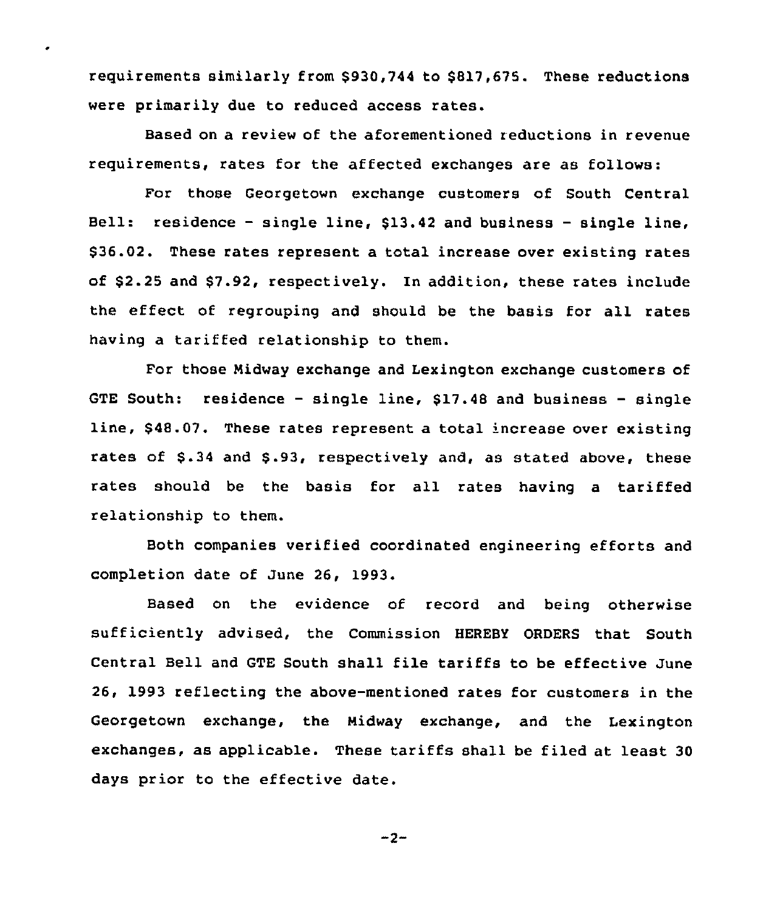requirements similarly from $930,744 to $817,675. These reductions were primarily due to reduced access rates.

Based on a review of the aforementioned reductions in revenue requirements, rates for the affected exchanges are as follows:

For those Georgetown exchange customers of South Central Bell: residence - single line, $13.42 and business - single line, $36.02. These rates represent a total increase over existing rates of $2.25 and $7.92, respectively. In addition, these rates include the effect of regrouping and should be the basis for all rates having a tariffed relationship to them.

For those Midway exchange and Lexington exchange customers of GTE South: residence - single line, $17.48 and business - single line, $48.07. These rates represent a total increase over existing rates of $.34 and $.93, respectively and, as stated above, these rates should be the basis for all rates having a tariffed relationship to them.

Both companies verified coordinated engineering efforts and completion date of June 26, 1993.

Based on the evidence of record and being otherwise sufficiently advised, the Commission HEREBY ORDERS that South Central Bell and GTE South shall file tariffs to be effective June 26, 1993 reflecting the above-mentioned rates for customers in the Georgetown exchange, the Midway exchange, and the Lexington exchanges, as applicable. These tariffs shall be filed at least 30 days prior to the effective date.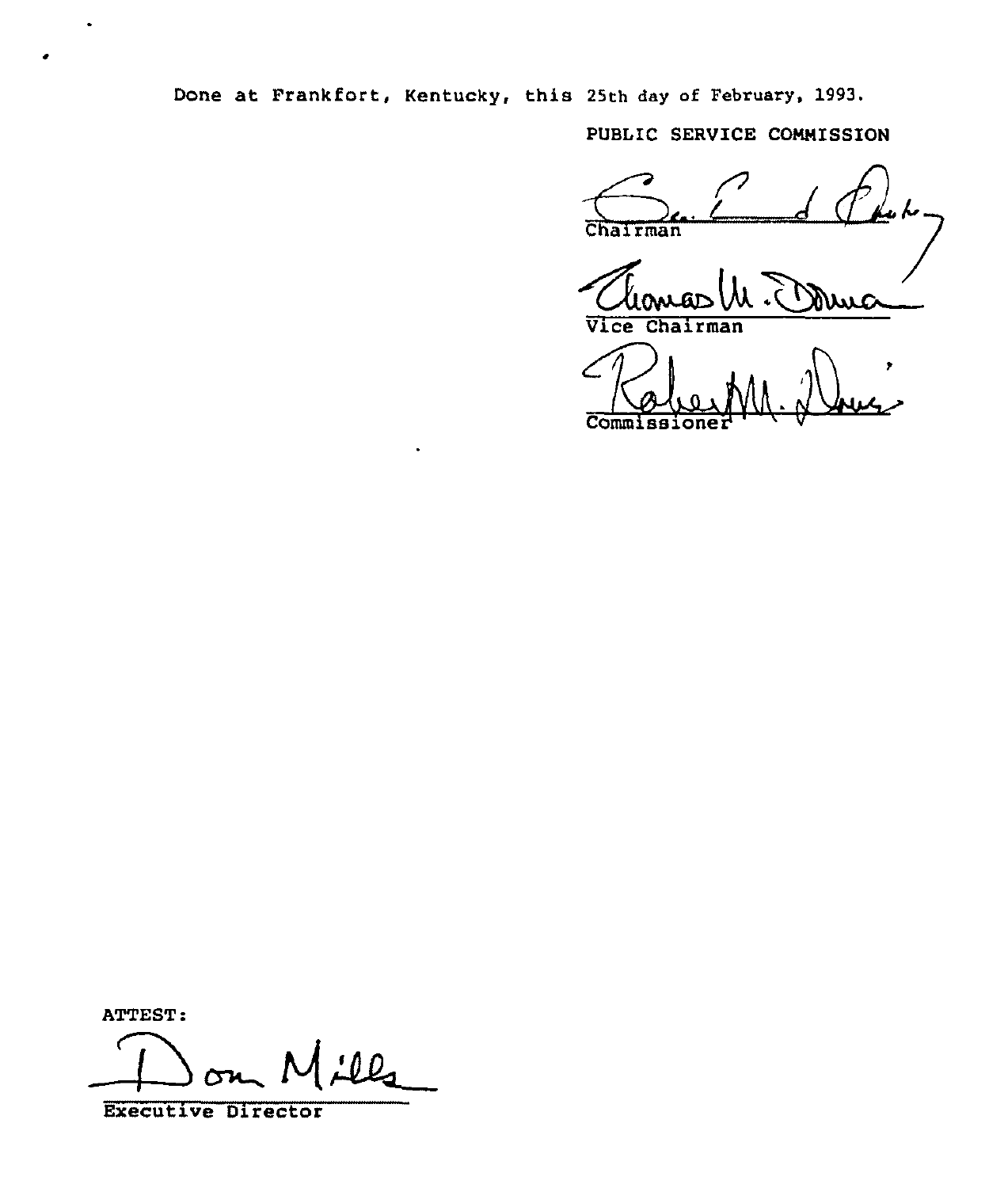Done at Frankfort, Kentucky, this 25th day of February, 1993.

PUBLIC SERVICE COMMISSION

Chairman

Vice Chairman

Commissioner

ATTEST:

Executive Director